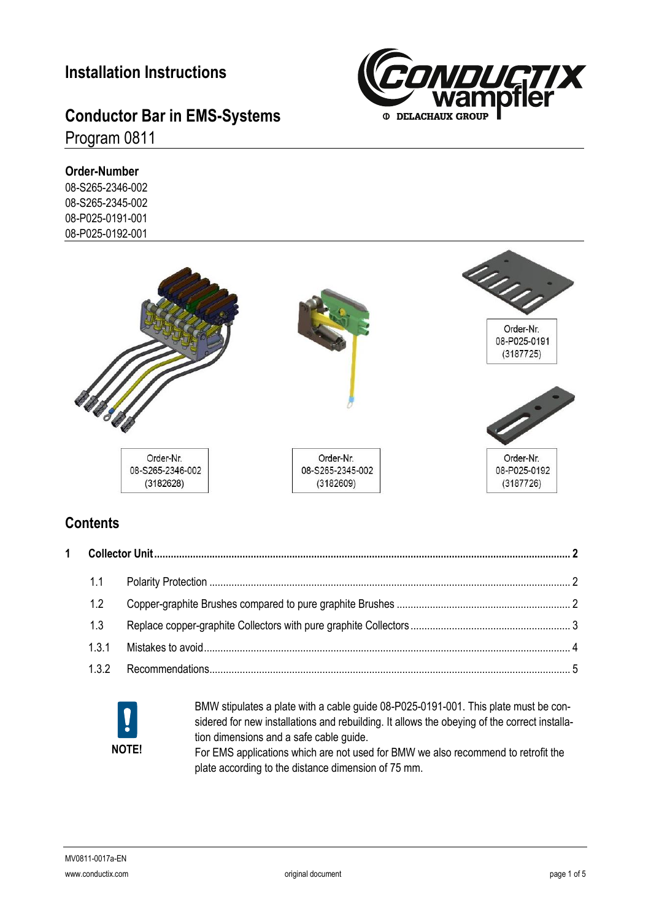# Installation Instructions

## Conductor Bar in EMS-Systems

Program 0811

**Order-Number**

08-S265-2346-002
08-S265-2345-002
08-P025-0191-001
08-P025-0192-001

Order-Nr.
08-S265-2346-002
(3182628)

Order-Nr.
08-S265-2345-002
(3182609)

Order-Nr.
08-P025-0191
(3187725)

Order-Nr.
08-P025-0192
(3187726)

## Contents

| | | |
|---|---|---|
| **1** | **Collector Unit** | **2** |
| 1.1 | Polarity Protection | 2 |
| 1.2 | Copper-graphite Brushes compared to pure graphite Brushes | 2 |
| 1.3 | Replace copper-graphite Collectors with pure graphite Collectors | 3 |
| 1.3.1 | Mistakes to avoid | 4 |
| 1.3.2 | Recommendations | 5 |

**NOTE!**

BMW stipulates a plate with a cable guide 08-P025-0191-001. This plate must be considered for new installations and rebuilding. It allows the obeying of the correct installation dimensions and a safe cable guide.
For EMS applications which are not used for BMW we also recommend to retrofit the plate according to the distance dimension of 75 mm.

MV0811-0017a-EN
www.conductix.com
original document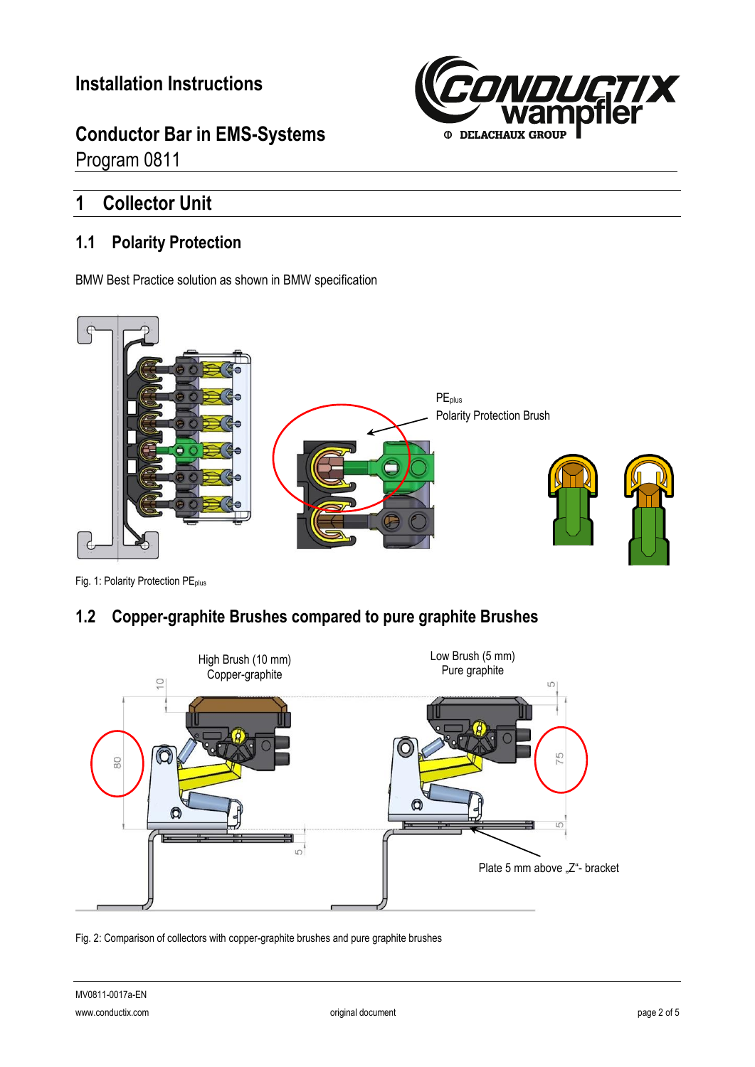# 1 Collector Unit

## 1.1 Polarity Protection

BMW Best Practice solution as shown in BMW specification

Fig. 1: Polarity Protection $PE_{plus}$

## 1.2 Copper-graphite Brushes compared to pure graphite Brushes

Fig. 2: Comparison of collectors with copper-graphite brushes and pure graphite brushes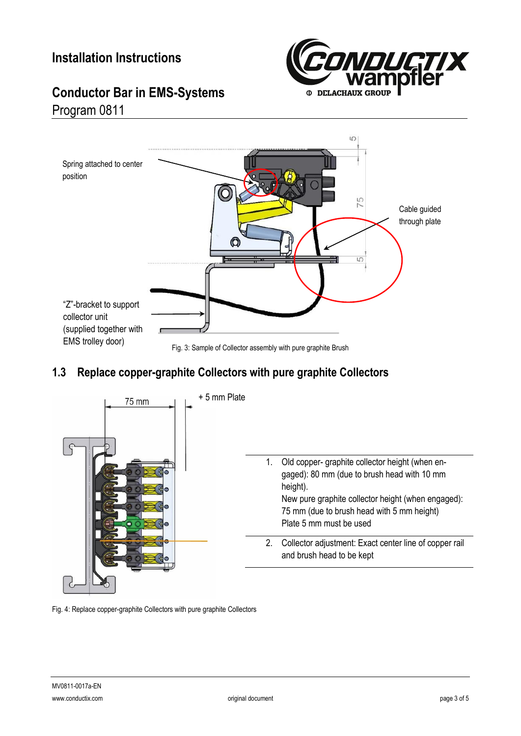Spring attached to center position

Cable guided through plate

"Z"-bracket to support collector unit (supplied together with EMS trolley door)

Fig. 3: Sample of Collector assembly with pure graphite Brush

## 1.3 Replace copper-graphite Collectors with pure graphite Collectors

75 mm

+ 5 mm Plate

| | |
|---|---|
| 1. | Old copper- graphite collector height (when engaged): 80 mm (due to brush head with 10 mm height).<br>New pure graphite collector height (when engaged): 75 mm (due to brush head with 5 mm height)<br>Plate 5 mm must be used |
| 2. | Collector adjustment: Exact center line of copper rail and brush head to be kept |

Fig. 4: Replace copper-graphite Collectors with pure graphite Collectors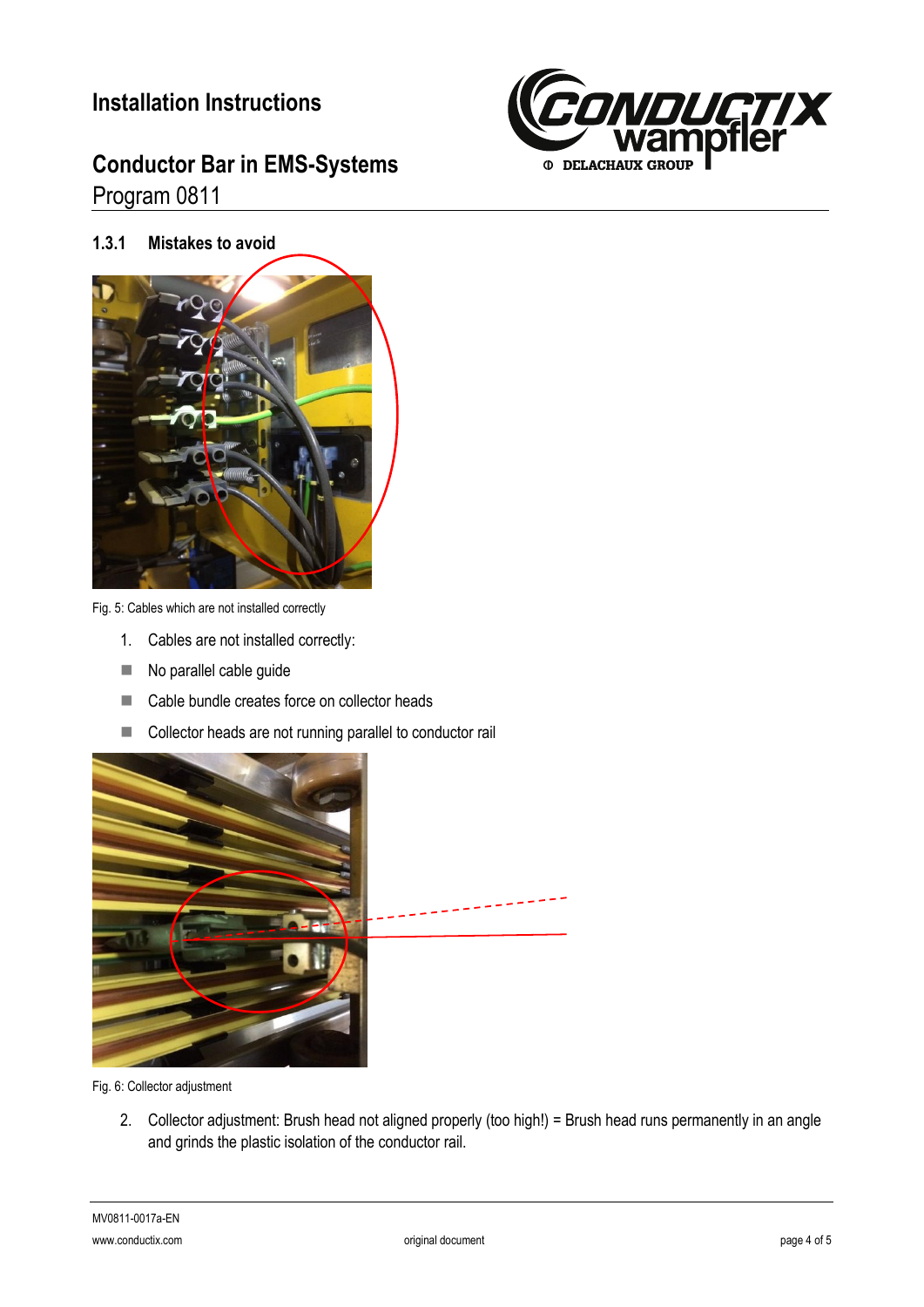### 1.3.1 Mistakes to avoid

Fig. 5: Cables which are not installed correctly

1. Cables are not installed correctly:

- No parallel cable guide
- Cable bundle creates force on collector heads
- Collector heads are not running parallel to conductor rail

Fig. 6: Collector adjustment

2. Collector adjustment: Brush head not aligned properly (too high!) = Brush head runs permanently in an angle and grinds the plastic isolation of the conductor rail.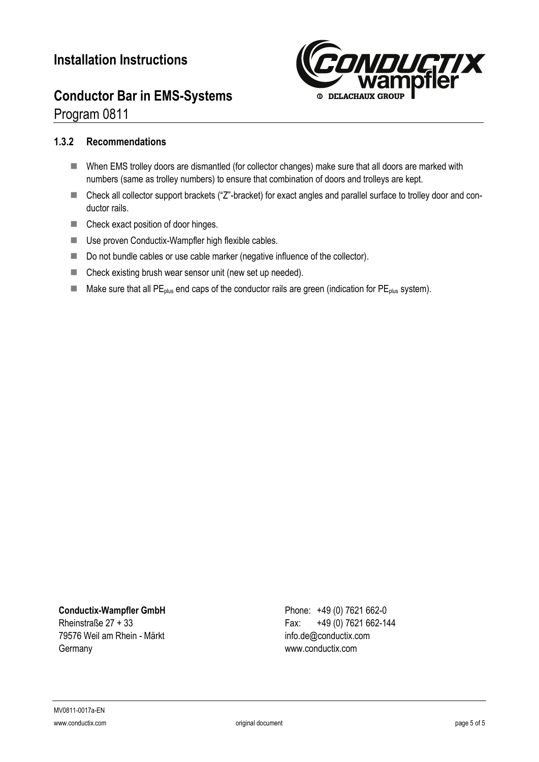### 1.3.2 Recommendations

- When EMS trolley doors are dismantled (for collector changes) make sure that all doors are marked with numbers (same as trolley numbers) to ensure that combination of doors and trolleys are kept.
- Check all collector support brackets ("Z"-bracket) for exact angles and parallel surface to trolley door and conductor rails.
- Check exact position of door hinges.
- Use proven Conductix-Wampfler high flexible cables.
- Do not bundle cables or use cable marker (negative influence of the collector).
- Check existing brush wear sensor unit (new set up needed).
- Make sure that all $PE_{plus}$ end caps of the conductor rails are green (indication for $PE_{plus}$ system).

**Conductix-Wampfler GmbH**
Rheinstraße 27 + 33
79576 Weil am Rhein - Märkt
Germany

Phone: +49 (0) 7621 662-0
Fax: +49 (0) 7621 662-144
info.de@conductix.com
www.conductix.com